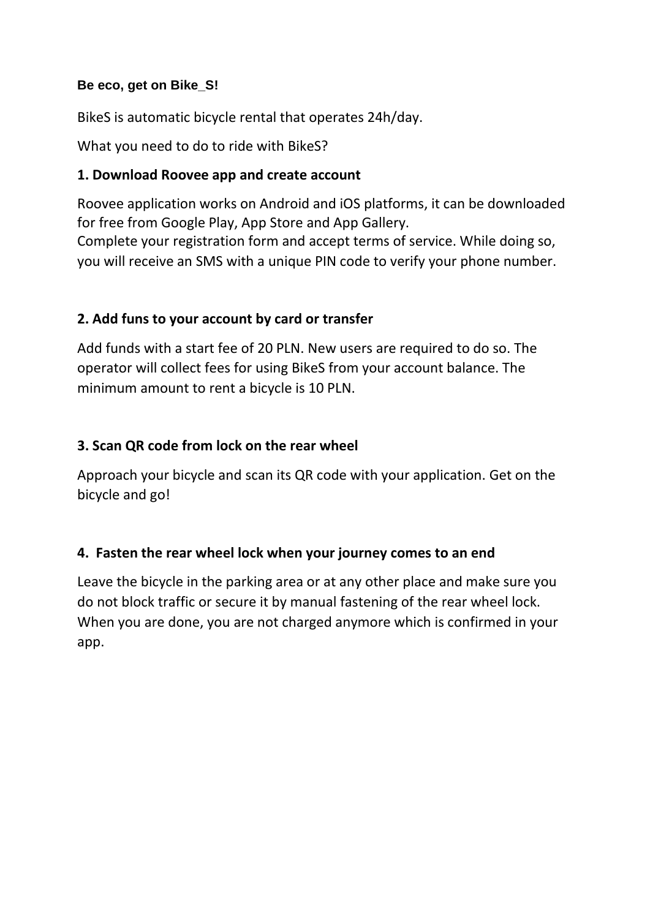**Be eco, get on Bike_S!**

BikeS is automatic bicycle rental that operates 24h/day.

What you need to do to ride with BikeS?

**1. Download Roovee app and create account**

Roovee application works on Android and iOS platforms, it can be downloaded for free from Google Play, App Store and App Gallery.
Complete your registration form and accept terms of service. While doing so, you will receive an SMS with a unique PIN code to verify your phone number.

**2. Add funs to your account by card or transfer**

Add funds with a start fee of 20 PLN. New users are required to do so. The operator will collect fees for using BikeS from your account balance. The minimum amount to rent a bicycle is 10 PLN.

**3. Scan QR code from lock on the rear wheel**

Approach your bicycle and scan its QR code with your application. Get on the bicycle and go!

**4. Fasten the rear wheel lock when your journey comes to an end**

Leave the bicycle in the parking area or at any other place and make sure you do not block traffic or secure it by manual fastening of the rear wheel lock. When you are done, you are not charged anymore which is confirmed in your app.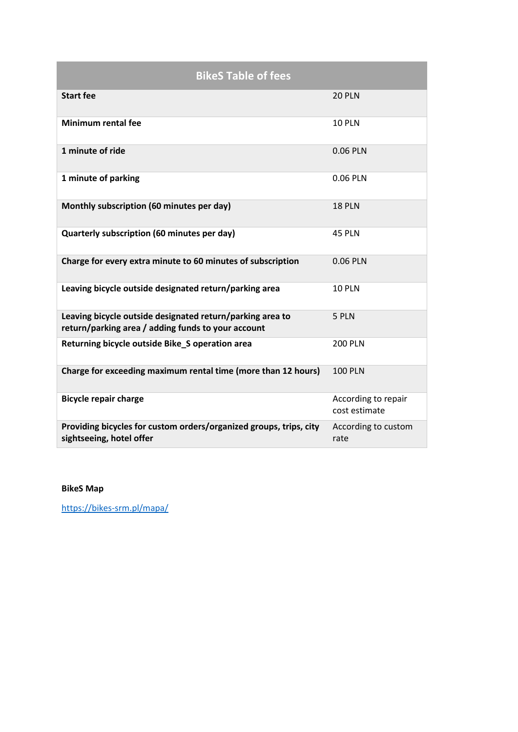| BikeS Table of fees | |
|---|---|
| **Start fee** | 20 PLN |
| **Minimum rental fee** | 10 PLN |
| **1 minute of ride** | 0.06 PLN |
| **1 minute of parking** | 0.06 PLN |
| **Monthly subscription (60 minutes per day)** | 18 PLN |
| **Quarterly subscription (60 minutes per day)** | 45 PLN |
| **Charge for every extra minute to 60 minutes of subscription** | 0.06 PLN |
| **Leaving bicycle outside designated return/parking area** | 10 PLN |
| **Leaving bicycle outside designated return/parking area to return/parking area / adding funds to your account** | 5 PLN |
| **Returning bicycle outside Bike_S operation area** | 200 PLN |
| **Charge for exceeding maximum rental time (more than 12 hours)** | 100 PLN |
| **Bicycle repair charge** | According to repair cost estimate |
| **Providing bicycles for custom orders/organized groups, trips, city sightseeing, hotel offer** | According to custom rate |

**BikeS Map**

https://bikes-srm.pl/mapa/